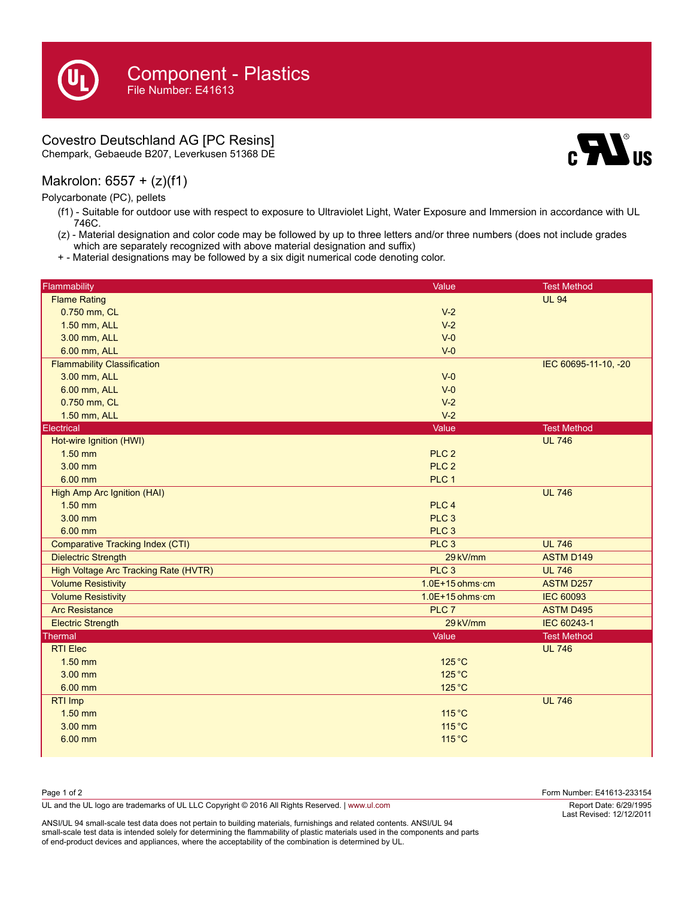# Component - Plastics

File Number: E41613

## Covestro Deutschland AG [PC Resins]

Chempark, Gebaeude B207, Leverkusen 51368 DE

## Makrolon: 6557 + (z)(f1)

Polycarbonate (PC), pellets

- (f1) - Suitable for outdoor use with respect to exposure to Ultraviolet Light, Water Exposure and Immersion in accordance with UL 746C.
- (z) - Material designation and color code may be followed by up to three letters and/or three numbers (does not include grades which are separately recognized with above material designation and suffix)
- \+ - Material designations may be followed by a six digit numerical code denoting color.

| Flammability | Value | Test Method |
|---|---|---|
| Flame Rating | | UL 94 |
| 0.750 mm, CL | V-2 | |
| 1.50 mm, ALL | V-2 | |
| 3.00 mm, ALL | V-0 | |
| 6.00 mm, ALL | V-0 | |
| Flammability Classification | | IEC 60695-11-10, -20 |
| 3.00 mm, ALL | V-0 | |
| 6.00 mm, ALL | V-0 | |
| 0.750 mm, CL | V-2 | |
| 1.50 mm, ALL | V-2 | |

| Electrical | Value | Test Method |
|---|---|---|
| Hot-wire Ignition (HWI) | | UL 746 |
| 1.50 mm | PLC 2 | |
| 3.00 mm | PLC 2 | |
| 6.00 mm | PLC 1 | |
| High Amp Arc Ignition (HAI) | | UL 746 |
| 1.50 mm | PLC 4 | |
| 3.00 mm | PLC 3 | |
| 6.00 mm | PLC 3 | |
| Comparative Tracking Index (CTI) | PLC 3 | UL 746 |
| Dielectric Strength | 29 kV/mm | ASTM D149 |
| High Voltage Arc Tracking Rate (HVTR) | PLC 3 | UL 746 |
| Volume Resistivity | 1.0E+15 ohms·cm | ASTM D257 |
| Volume Resistivity | 1.0E+15 ohms·cm | IEC 60093 |
| Arc Resistance | PLC 7 | ASTM D495 |
| Electric Strength | 29 kV/mm | IEC 60243-1 |

| Thermal | Value | Test Method |
|---|---|---|
| RTI Elec | | UL 746 |
| 1.50 mm | 125 °C | |
| 3.00 mm | 125 °C | |
| 6.00 mm | 125 °C | |
| RTI Imp | | UL 746 |
| 1.50 mm | 115 °C | |
| 3.00 mm | 115 °C | |
| 6.00 mm | 115 °C | |

Form Number: E41613-233154

UL and the UL logo are trademarks of UL LLC Copyright © 2016 All Rights Reserved. | www.ul.com

Report Date: 6/29/1995
Last Revised: 12/12/2011

ANSI/UL 94 small-scale test data does not pertain to building materials, furnishings and related contents. ANSI/UL 94 small-scale test data is intended solely for determining the flammability of plastic materials used in the components and parts of end-product devices and appliances, where the acceptability of the combination is determined by UL.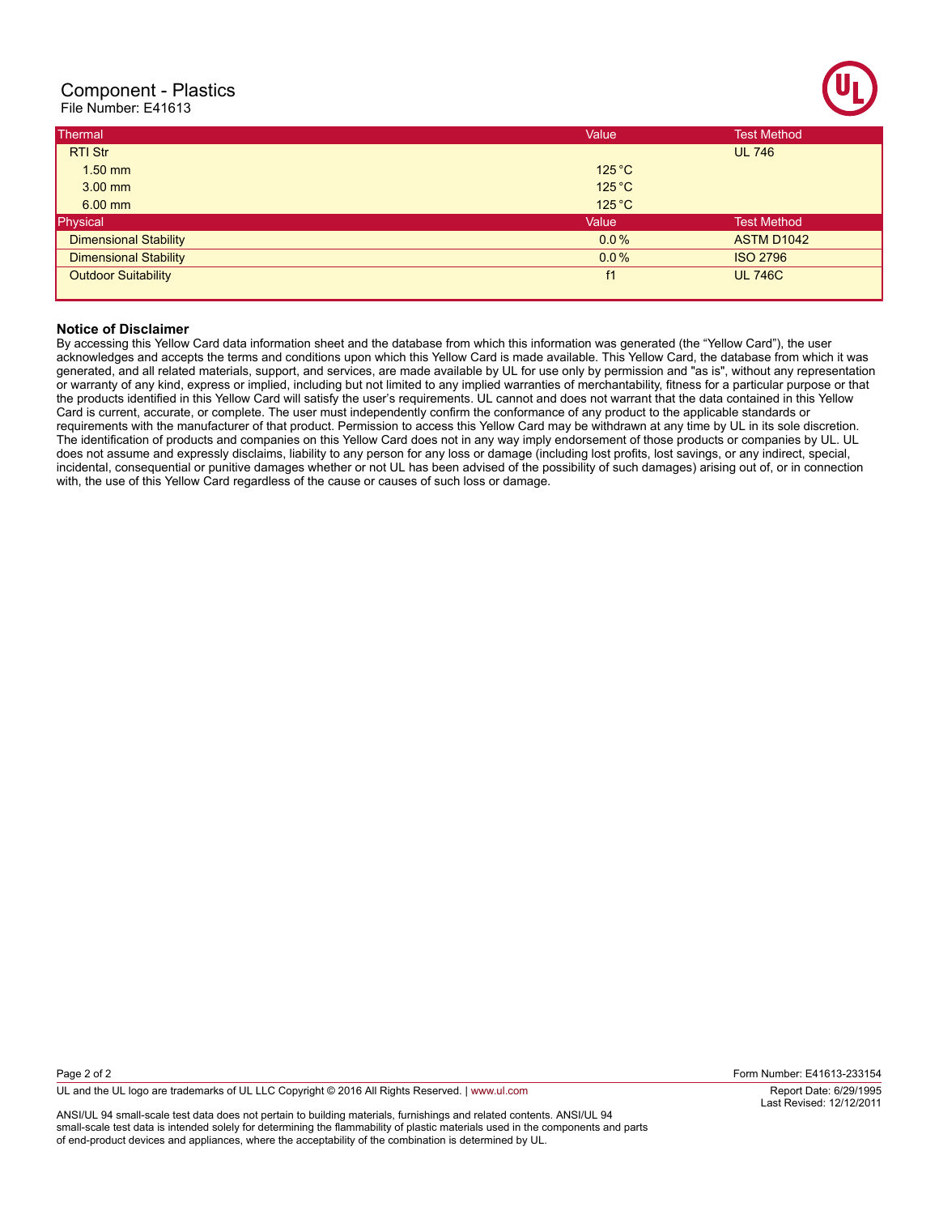# Component - Plastics

File Number: E41613

| Thermal | Value | Test Method |
|---|---|---|
| RTI Str | | UL 746 |
| 1.50 mm | 125 °C | |
| 3.00 mm | 125 °C | |
| 6.00 mm | 125 °C | |
| **Physical** | **Value** | **Test Method** |
| Dimensional Stability | 0.0 % | ASTM D1042 |
| Dimensional Stability | 0.0 % | ISO 2796 |
| Outdoor Suitability | f1 | UL 746C |

**Notice of Disclaimer**

By accessing this Yellow Card data information sheet and the database from which this information was generated (the "Yellow Card"), the user acknowledges and accepts the terms and conditions upon which this Yellow Card is made available. This Yellow Card, the database from which it was generated, and all related materials, support, and services, are made available by UL for use only by permission and "as is", without any representation or warranty of any kind, express or implied, including but not limited to any implied warranties of merchantability, fitness for a particular purpose or that the products identified in this Yellow Card will satisfy the user's requirements. UL cannot and does not warrant that the data contained in this Yellow Card is current, accurate, or complete. The user must independently confirm the conformance of any product to the applicable standards or requirements with the manufacturer of that product. Permission to access this Yellow Card may be withdrawn at any time by UL in its sole discretion. The identification of products and companies on this Yellow Card does not in any way imply endorsement of those products or companies by UL. UL does not assume and expressly disclaims, liability to any person for any loss or damage (including lost profits, lost savings, or any indirect, special, incidental, consequential or punitive damages whether or not UL has been advised of the possibility of such damages) arising out of, or in connection with, the use of this Yellow Card regardless of the cause or causes of such loss or damage.

Form Number: E41613-233154

UL and the UL logo are trademarks of UL LLC Copyright © 2016 All Rights Reserved. | www.ul.com

Report Date: 6/29/1995
Last Revised: 12/12/2011

ANSI/UL 94 small-scale test data does not pertain to building materials, furnishings and related contents. ANSI/UL 94 small-scale test data is intended solely for determining the flammability of plastic materials used in the components and parts of end-product devices and appliances, where the acceptability of the combination is determined by UL.